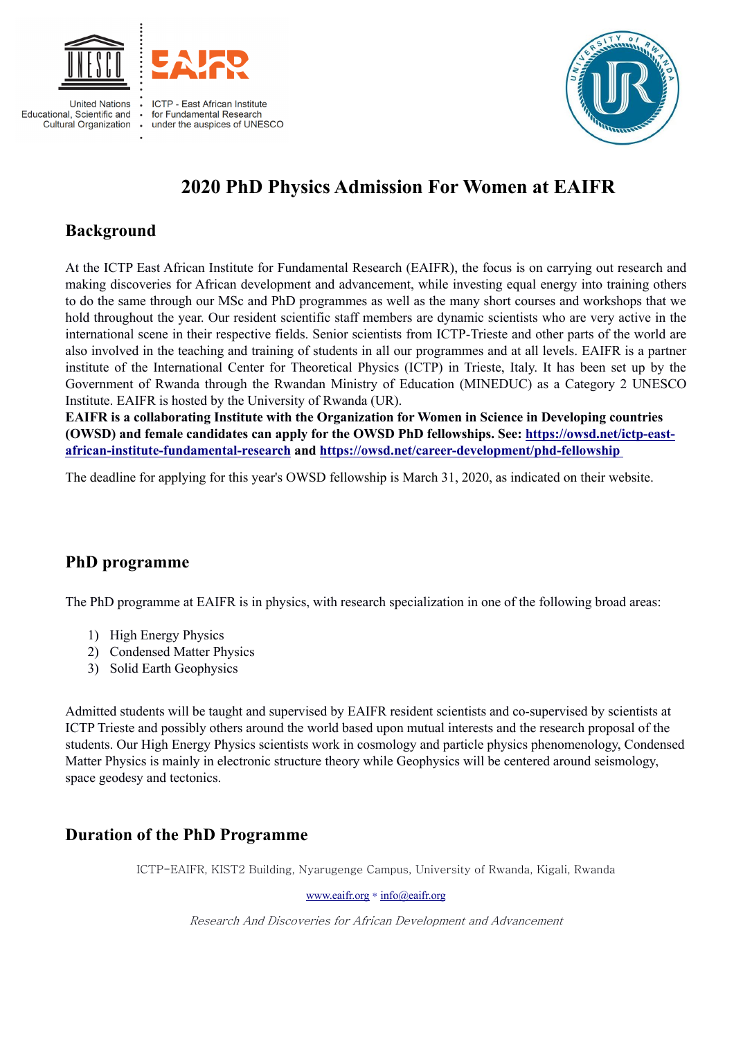# 2020 PhD Physics Admission For Women at EAIFR

## Background

At the ICTP East African Institute for Fundamental Research (EAIFR), the focus is on carrying out research and making discoveries for African development and advancement, while investing equal energy into training others to do the same through our MSc and PhD programmes as well as the many short courses and workshops that we hold throughout the year. Our resident scientific staff members are dynamic scientists who are very active in the international scene in their respective fields. Senior scientists from ICTP-Trieste and other parts of the world are also involved in the teaching and training of students in all our programmes and at all levels. EAIFR is a partner institute of the International Center for Theoretical Physics (ICTP) in Trieste, Italy. It has been set up by the Government of Rwanda through the Rwandan Ministry of Education (MINEDUC) as a Category 2 UNESCO Institute. EAIFR is hosted by the University of Rwanda (UR).

**EAIFR is a collaborating Institute with the Organization for Women in Science in Developing countries (OWSD) and female candidates can apply for the OWSD PhD fellowships. See: https://owsd.net/ictp-east-african-institute-fundamental-research and https://owsd.net/career-development/phd-fellowship**

The deadline for applying for this year's OWSD fellowship is March 31, 2020, as indicated on their website.

## PhD programme

The PhD programme at EAIFR is in physics, with research specialization in one of the following broad areas:

1) High Energy Physics
2) Condensed Matter Physics
3) Solid Earth Geophysics

Admitted students will be taught and supervised by EAIFR resident scientists and co-supervised by scientists at ICTP Trieste and possibly others around the world based upon mutual interests and the research proposal of the students. Our High Energy Physics scientists work in cosmology and particle physics phenomenology, Condensed Matter Physics is mainly in electronic structure theory while Geophysics will be centered around seismology, space geodesy and tectonics.

## Duration of the PhD Programme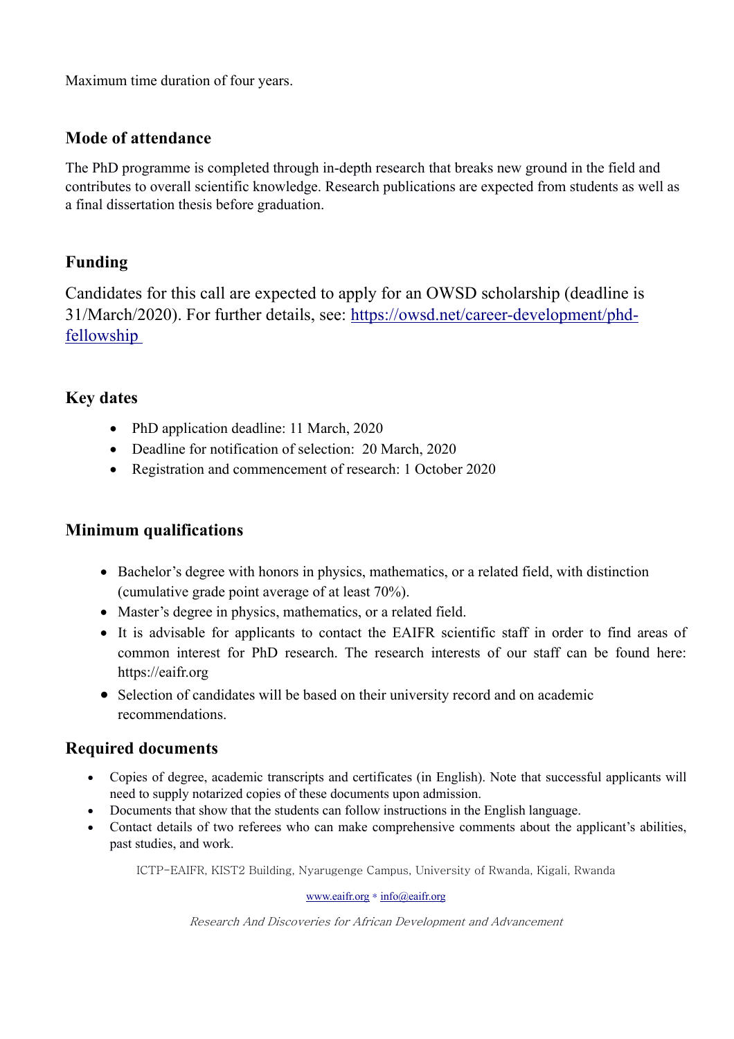Maximum time duration of four years.

## Mode of attendance

The PhD programme is completed through in-depth research that breaks new ground in the field and contributes to overall scientific knowledge. Research publications are expected from students as well as a final dissertation thesis before graduation.

## Funding

Candidates for this call are expected to apply for an OWSD scholarship (deadline is 31/March/2020). For further details, see: [https://owsd.net/career-development/phd-fellowship](https://owsd.net/career-development/phd-fellowship)

## Key dates

- PhD application deadline: 11 March, 2020
- Deadline for notification of selection: 20 March, 2020
- Registration and commencement of research: 1 October 2020

## Minimum qualifications

- Bachelor's degree with honors in physics, mathematics, or a related field, with distinction (cumulative grade point average of at least 70%).
- Master's degree in physics, mathematics, or a related field.
- It is advisable for applicants to contact the EAIFR scientific staff in order to find areas of common interest for PhD research. The research interests of our staff can be found here: https://eaifr.org
- Selection of candidates will be based on their university record and on academic recommendations.

## Required documents

- Copies of degree, academic transcripts and certificates (in English). Note that successful applicants will need to supply notarized copies of these documents upon admission.
- Documents that show that the students can follow instructions in the English language.
- Contact details of two referees who can make comprehensive comments about the applicant's abilities, past studies, and work.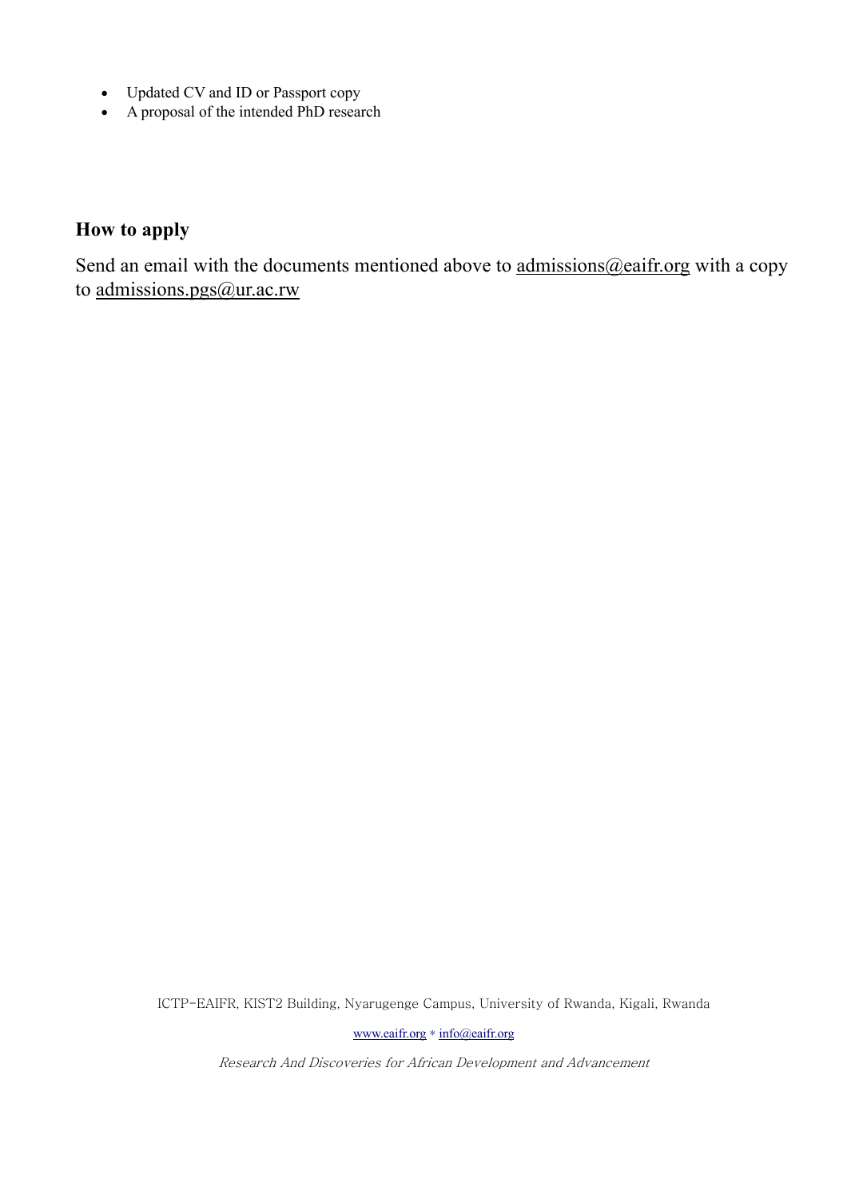- Updated CV and ID or Passport copy
- A proposal of the intended PhD research

## How to apply

Send an email with the documents mentioned above to admissions@eaifr.org with a copy to admissions.pgs@ur.ac.rw